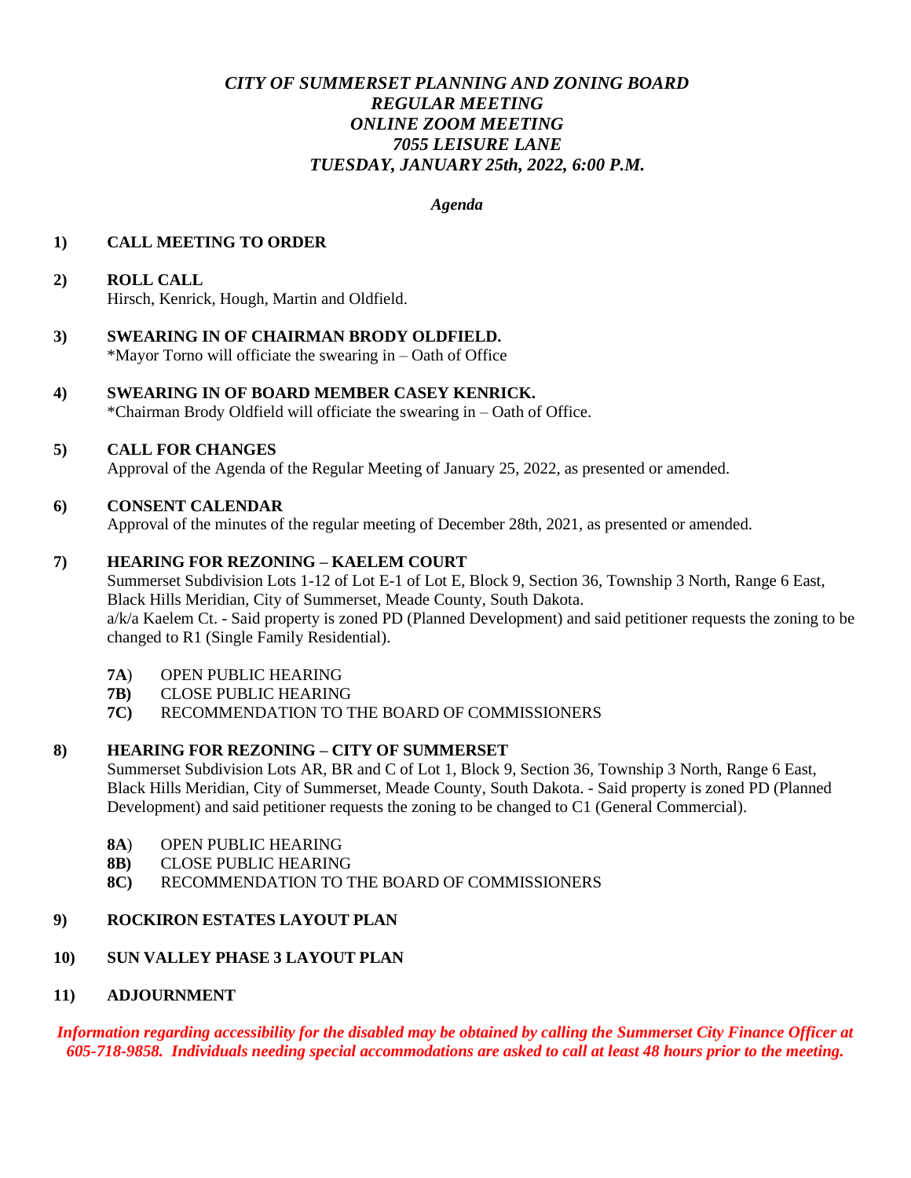# *CITY OF SUMMERSET PLANNING AND ZONING BOARD*
## *REGULAR MEETING*
## *ONLINE ZOOM MEETING*
## *7055 LEISURE LANE*
## *TUESDAY, JANUARY 25th, 2022, 6:00 P.M.*

***Agenda***

**1) CALL MEETING TO ORDER**

**2) ROLL CALL**
Hirsch, Kenrick, Hough, Martin and Oldfield.

**3) SWEARING IN OF CHAIRMAN BRODY OLDFIELD.**
*Mayor Torno will officiate the swearing in – Oath of Office

**4) SWEARING IN OF BOARD MEMBER CASEY KENRICK.**
*Chairman Brody Oldfield will officiate the swearing in – Oath of Office.

**5) CALL FOR CHANGES**
Approval of the Agenda of the Regular Meeting of January 25, 2022, as presented or amended.

**6) CONSENT CALENDAR**
Approval of the minutes of the regular meeting of December 28th, 2021, as presented or amended.

**7) HEARING FOR REZONING – KAELEM COURT**
Summerset Subdivision Lots 1-12 of Lot E-1 of Lot E, Block 9, Section 36, Township 3 North, Range 6 East, Black Hills Meridian, City of Summerset, Meade County, South Dakota.
a/k/a Kaelem Ct. - Said property is zoned PD (Planned Development) and said petitioner requests the zoning to be changed to R1 (Single Family Residential).

- **7A)** OPEN PUBLIC HEARING
- **7B)** CLOSE PUBLIC HEARING
- **7C)** RECOMMENDATION TO THE BOARD OF COMMISSIONERS

**8) HEARING FOR REZONING – CITY OF SUMMERSET**
Summerset Subdivision Lots AR, BR and C of Lot 1, Block 9, Section 36, Township 3 North, Range 6 East, Black Hills Meridian, City of Summerset, Meade County, South Dakota. - Said property is zoned PD (Planned Development) and said petitioner requests the zoning to be changed to C1 (General Commercial).

- **8A)** OPEN PUBLIC HEARING
- **8B)** CLOSE PUBLIC HEARING
- **8C)** RECOMMENDATION TO THE BOARD OF COMMISSIONERS

**9) ROCKIRON ESTATES LAYOUT PLAN**

**10) SUN VALLEY PHASE 3 LAYOUT PLAN**

**11) ADJOURNMENT**

***Information regarding accessibility for the disabled may be obtained by calling the Summerset City Finance Officer at 605-718-9858. Individuals needing special accommodations are asked to call at least 48 hours prior to the meeting.***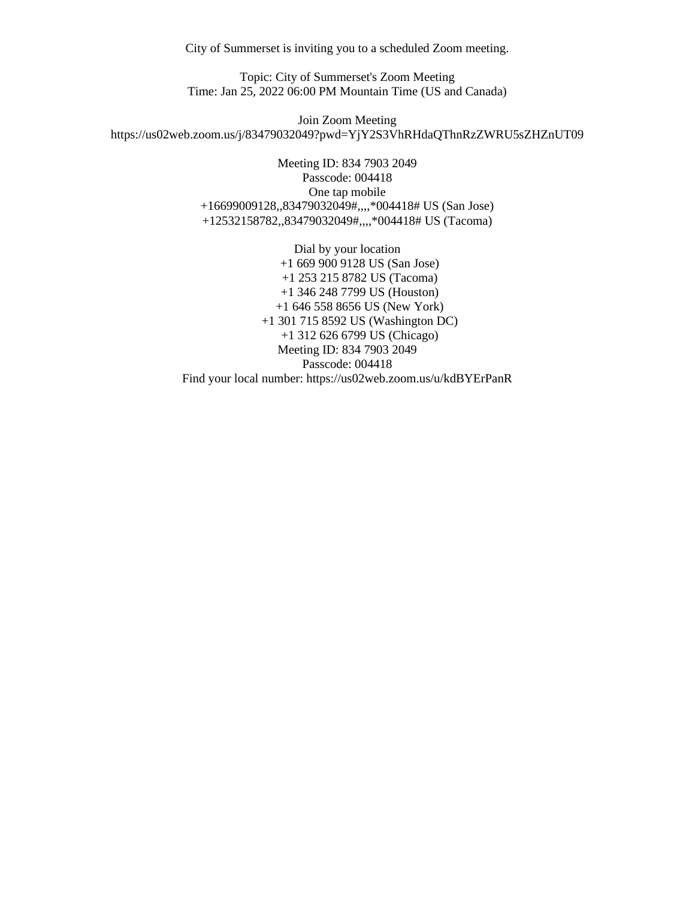City of Summerset is inviting you to a scheduled Zoom meeting.

Topic: City of Summerset's Zoom Meeting
Time: Jan 25, 2022 06:00 PM Mountain Time (US and Canada)

Join Zoom Meeting
https://us02web.zoom.us/j/83479032049?pwd=YjY2S3VhRHdaQThnRzZWRU5sZHZnUT09

Meeting ID: 834 7903 2049
Passcode: 004418
One tap mobile
+16699009128,,83479032049#,,,,*004418# US (San Jose)
+12532158782,,83479032049#,,,,*004418# US (Tacoma)

Dial by your location
+1 669 900 9128 US (San Jose)
+1 253 215 8782 US (Tacoma)
+1 346 248 7799 US (Houston)
+1 646 558 8656 US (New York)
+1 301 715 8592 US (Washington DC)
+1 312 626 6799 US (Chicago)
Meeting ID: 834 7903 2049
Passcode: 004418
Find your local number: https://us02web.zoom.us/u/kdBYErPanR